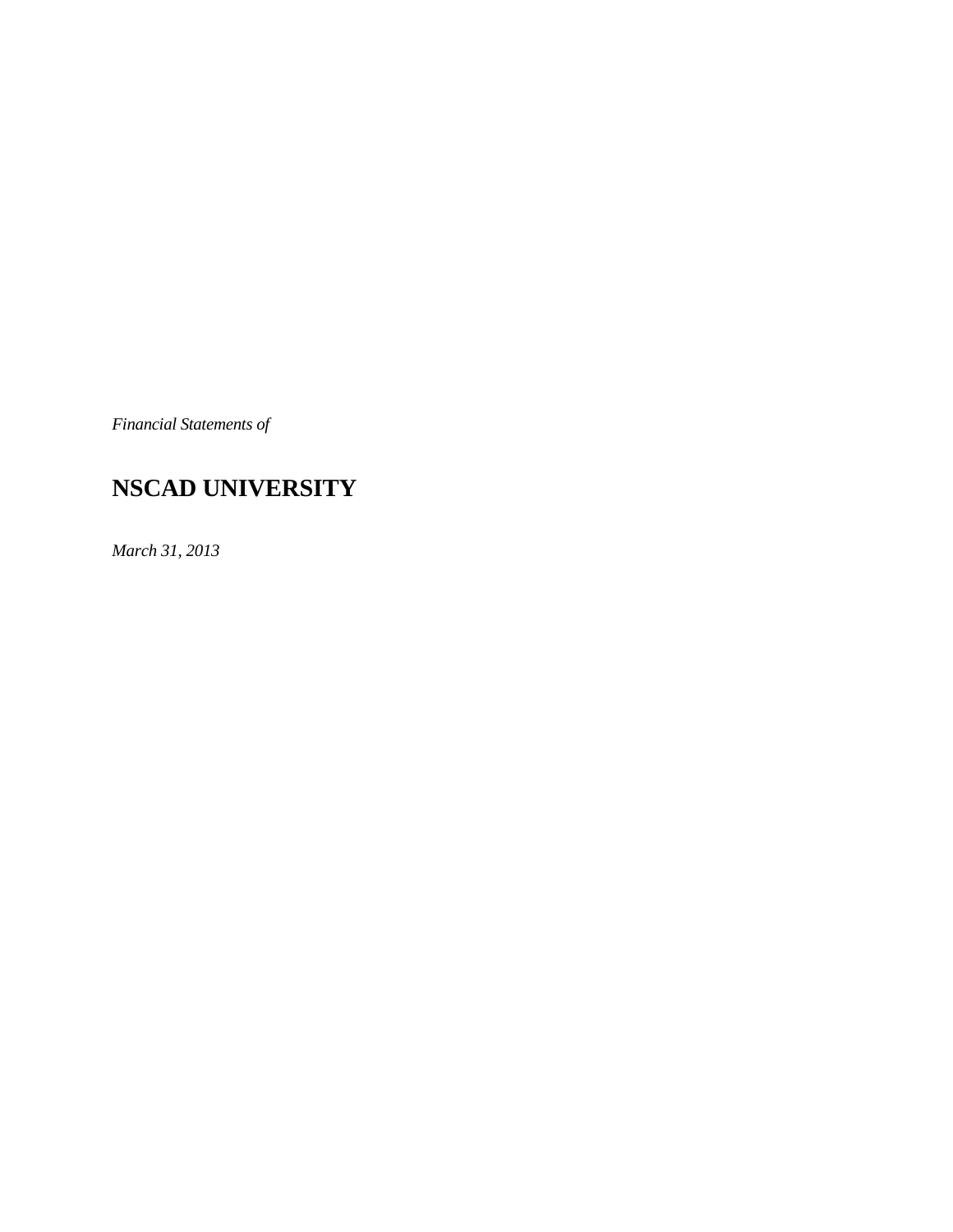*Financial Statements of*

# NSCAD UNIVERSITY

*March 31, 2013*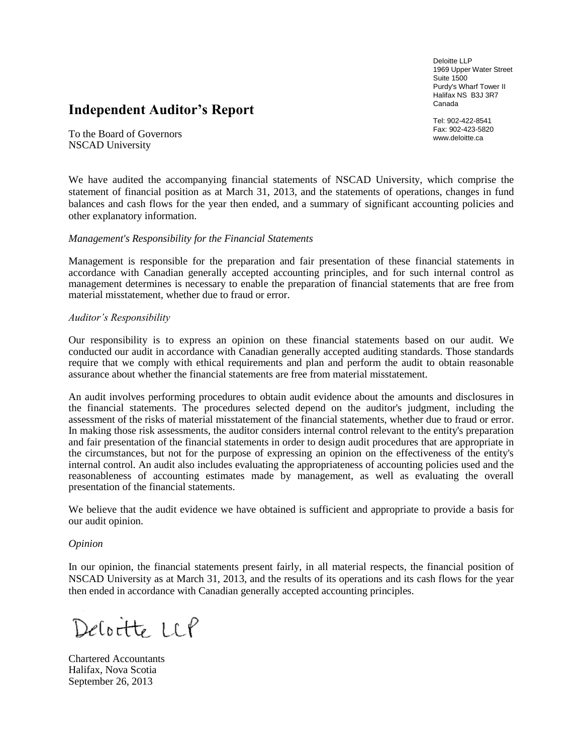Deloitte LLP
1969 Upper Water Street
Suite 1500
Purdy's Wharf Tower II
Halifax NS B3J 3R7
Canada

Tel: 902-422-8541
Fax: 902-423-5820
www.deloitte.ca

# Independent Auditor's Report

To the Board of Governors
NSCAD University

We have audited the accompanying financial statements of NSCAD University, which comprise the statement of financial position as at March 31, 2013, and the statements of operations, changes in fund balances and cash flows for the year then ended, and a summary of significant accounting policies and other explanatory information.

*Management's Responsibility for the Financial Statements*

Management is responsible for the preparation and fair presentation of these financial statements in accordance with Canadian generally accepted accounting principles, and for such internal control as management determines is necessary to enable the preparation of financial statements that are free from material misstatement, whether due to fraud or error.

*Auditor's Responsibility*

Our responsibility is to express an opinion on these financial statements based on our audit. We conducted our audit in accordance with Canadian generally accepted auditing standards. Those standards require that we comply with ethical requirements and plan and perform the audit to obtain reasonable assurance about whether the financial statements are free from material misstatement.

An audit involves performing procedures to obtain audit evidence about the amounts and disclosures in the financial statements. The procedures selected depend on the auditor's judgment, including the assessment of the risks of material misstatement of the financial statements, whether due to fraud or error. In making those risk assessments, the auditor considers internal control relevant to the entity's preparation and fair presentation of the financial statements in order to design audit procedures that are appropriate in the circumstances, but not for the purpose of expressing an opinion on the effectiveness of the entity's internal control. An audit also includes evaluating the appropriateness of accounting policies used and the reasonableness of accounting estimates made by management, as well as evaluating the overall presentation of the financial statements.

We believe that the audit evidence we have obtained is sufficient and appropriate to provide a basis for our audit opinion.

*Opinion*

In our opinion, the financial statements present fairly, in all material respects, the financial position of NSCAD University as at March 31, 2013, and the results of its operations and its cash flows for the year then ended in accordance with Canadian generally accepted accounting principles.

Deloitte LLP

Chartered Accountants
Halifax, Nova Scotia
September 26, 2013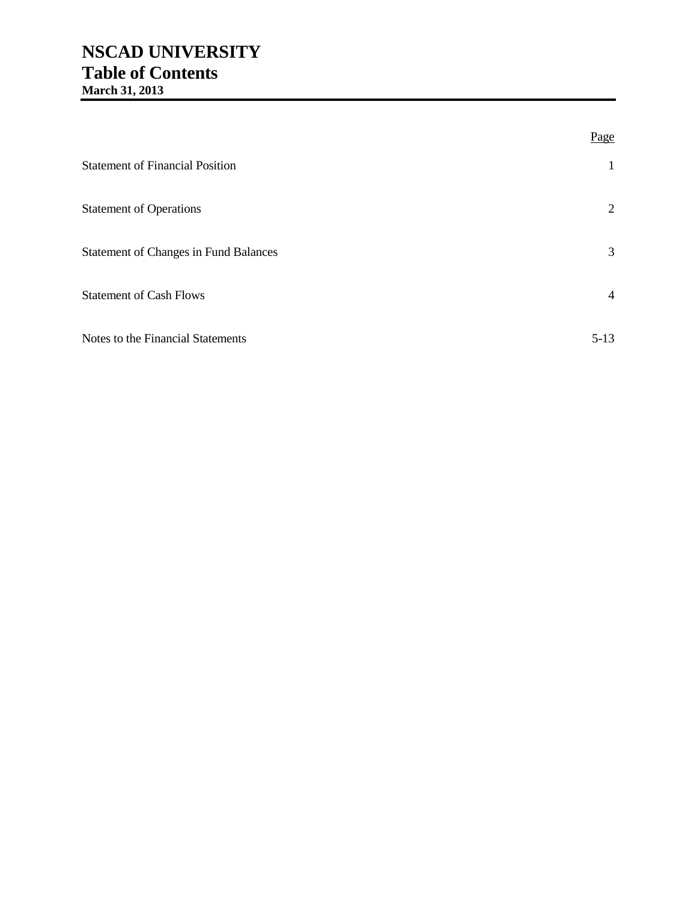# NSCAD UNIVERSITY
## Table of Contents
**March 31, 2013**

| | Page |
|---|---|
| Statement of Financial Position | 1 |
| Statement of Operations | 2 |
| Statement of Changes in Fund Balances | 3 |
| Statement of Cash Flows | 4 |
| Notes to the Financial Statements | 5-13 |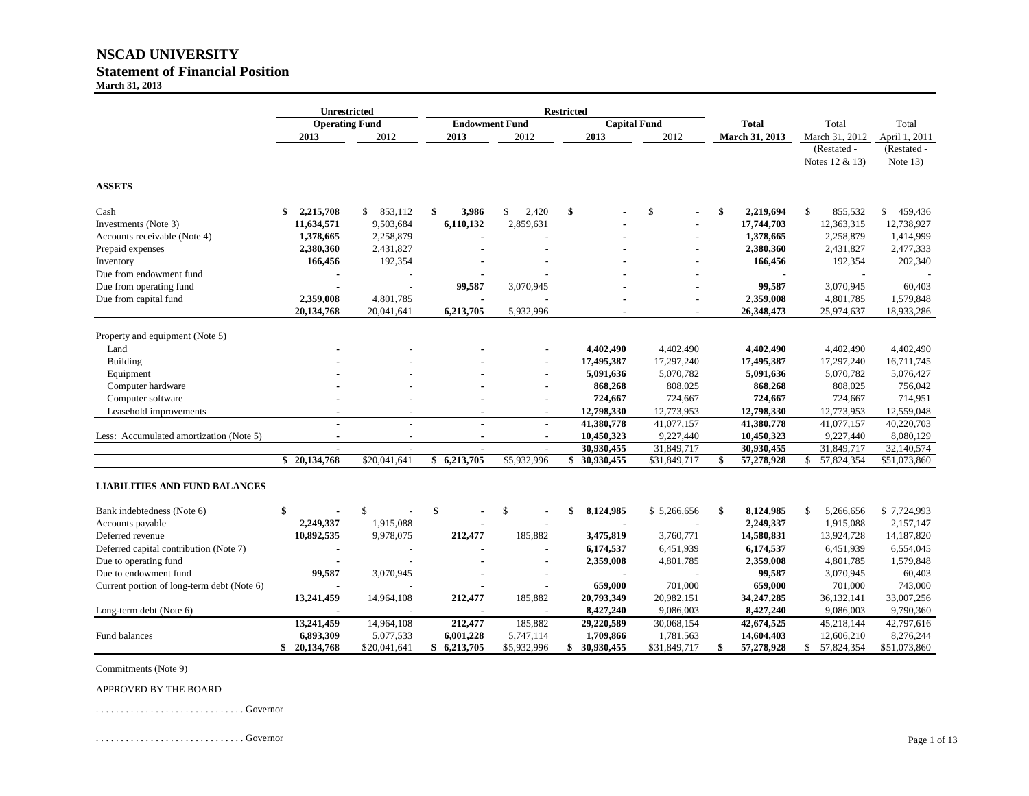# NSCAD UNIVERSITY

## Statement of Financial Position

**March 31, 2013**

| | Unrestricted | | Restricted | | | | | | |
|---|---|---|---|---|---|---|---|---|---|
| | Operating Fund | | Endowment Fund | | Capital Fund | | Total | Total | Total |
| | 2013 | 2012 | 2013 | 2012 | 2013 | 2012 | March 31, 2013 | March 31, 2012 (Restated - Notes 12 & 13) | April 1, 2011 (Restated - Note 13) |
| **ASSETS** | | | | | | | | | |
| Cash | $ 2,215,708 | $ 853,112 | $ 3,986 | $ 2,420 | $ - | $ - | $ 2,219,694 | $ 855,532 | $ 459,436 |
| Investments (Note 3) | 11,634,571 | 9,503,684 | 6,110,132 | 2,859,631 | - | - | 17,744,703 | 12,363,315 | 12,738,927 |
| Accounts receivable (Note 4) | 1,378,665 | 2,258,879 | - | - | - | - | 1,378,665 | 2,258,879 | 1,414,999 |
| Prepaid expenses | 2,380,360 | 2,431,827 | - | - | - | - | 2,380,360 | 2,431,827 | 2,477,333 |
| Inventory | 166,456 | 192,354 | - | - | - | - | 166,456 | 192,354 | 202,340 |
| Due from endowment fund | - | - | - | - | - | - | - | - | - |
| Due from operating fund | - | - | 99,587 | 3,070,945 | - | - | 99,587 | 3,070,945 | 60,403 |
| Due from capital fund | 2,359,008 | 4,801,785 | - | - | - | - | 2,359,008 | 4,801,785 | 1,579,848 |
| | 20,134,768 | 20,041,641 | 6,213,705 | 5,932,996 | - | - | 26,348,473 | 25,974,637 | 18,933,286 |
| Property and equipment (Note 5) | | | | | | | | | |
| Land | - | - | - | - | 4,402,490 | 4,402,490 | 4,402,490 | 4,402,490 | 4,402,490 |
| Building | - | - | - | - | 17,495,387 | 17,297,240 | 17,495,387 | 17,297,240 | 16,711,745 |
| Equipment | - | - | - | - | 5,091,636 | 5,070,782 | 5,091,636 | 5,070,782 | 5,076,427 |
| Computer hardware | - | - | - | - | 868,268 | 808,025 | 868,268 | 808,025 | 756,042 |
| Computer software | - | - | - | - | 724,667 | 724,667 | 724,667 | 724,667 | 714,951 |
| Leasehold improvements | - | - | - | - | 12,798,330 | 12,773,953 | 12,798,330 | 12,773,953 | 12,559,048 |
| | - | - | - | - | 41,380,778 | 41,077,157 | 41,380,778 | 41,077,157 | 40,220,703 |
| Less: Accumulated amortization (Note 5) | - | - | - | - | 10,450,323 | 9,227,440 | 10,450,323 | 9,227,440 | 8,080,129 |
| | - | - | - | - | 30,930,455 | 31,849,717 | 30,930,455 | 31,849,717 | 32,140,574 |
| | $ 20,134,768 | $20,041,641 | $ 6,213,705 | $5,932,996 | $ 30,930,455 | $31,849,717 | $ 57,278,928 | $ 57,824,354 | $51,073,860 |
| **LIABILITIES AND FUND BALANCES** | | | | | | | | | |
| Bank indebtedness (Note 6) | $ - | $ - | $ - | $ - | $ 8,124,985 | $ 5,266,656 | $ 8,124,985 | $ 5,266,656 | $ 7,724,993 |
| Accounts payable | 2,249,337 | 1,915,088 | - | - | - | - | 2,249,337 | 1,915,088 | 2,157,147 |
| Deferred revenue | 10,892,535 | 9,978,075 | 212,477 | 185,882 | 3,475,819 | 3,760,771 | 14,580,831 | 13,924,728 | 14,187,820 |
| Deferred capital contribution (Note 7) | - | - | - | - | 6,174,537 | 6,451,939 | 6,174,537 | 6,451,939 | 6,554,045 |
| Due to operating fund | - | - | - | - | 2,359,008 | 4,801,785 | 2,359,008 | 4,801,785 | 1,579,848 |
| Due to endowment fund | 99,587 | 3,070,945 | - | - | - | - | 99,587 | 3,070,945 | 60,403 |
| Current portion of long-term debt (Note 6) | - | - | - | - | 659,000 | 701,000 | 659,000 | 701,000 | 743,000 |
| | 13,241,459 | 14,964,108 | 212,477 | 185,882 | 20,793,349 | 20,982,151 | 34,247,285 | 36,132,141 | 33,007,256 |
| Long-term debt (Note 6) | - | - | - | - | 8,427,240 | 9,086,003 | 8,427,240 | 9,086,003 | 9,790,360 |
| | 13,241,459 | 14,964,108 | 212,477 | 185,882 | 29,220,589 | 30,068,154 | 42,674,525 | 45,218,144 | 42,797,616 |
| Fund balances | 6,893,309 | 5,077,533 | 6,001,228 | 5,747,114 | 1,709,866 | 1,781,563 | 14,604,403 | 12,606,210 | 8,276,244 |
| | $ 20,134,768 | $20,041,641 | $ 6,213,705 | $5,932,996 | $ 30,930,455 | $31,849,717 | $ 57,278,928 | $ 57,824,354 | $51,073,860 |

Commitments (Note 9)

APPROVED BY THE BOARD

. . . . . . . . . . . . . . . . . . . . . . . . . . . . . Governor

. . . . . . . . . . . . . . . . . . . . . . . . . . . . . Governor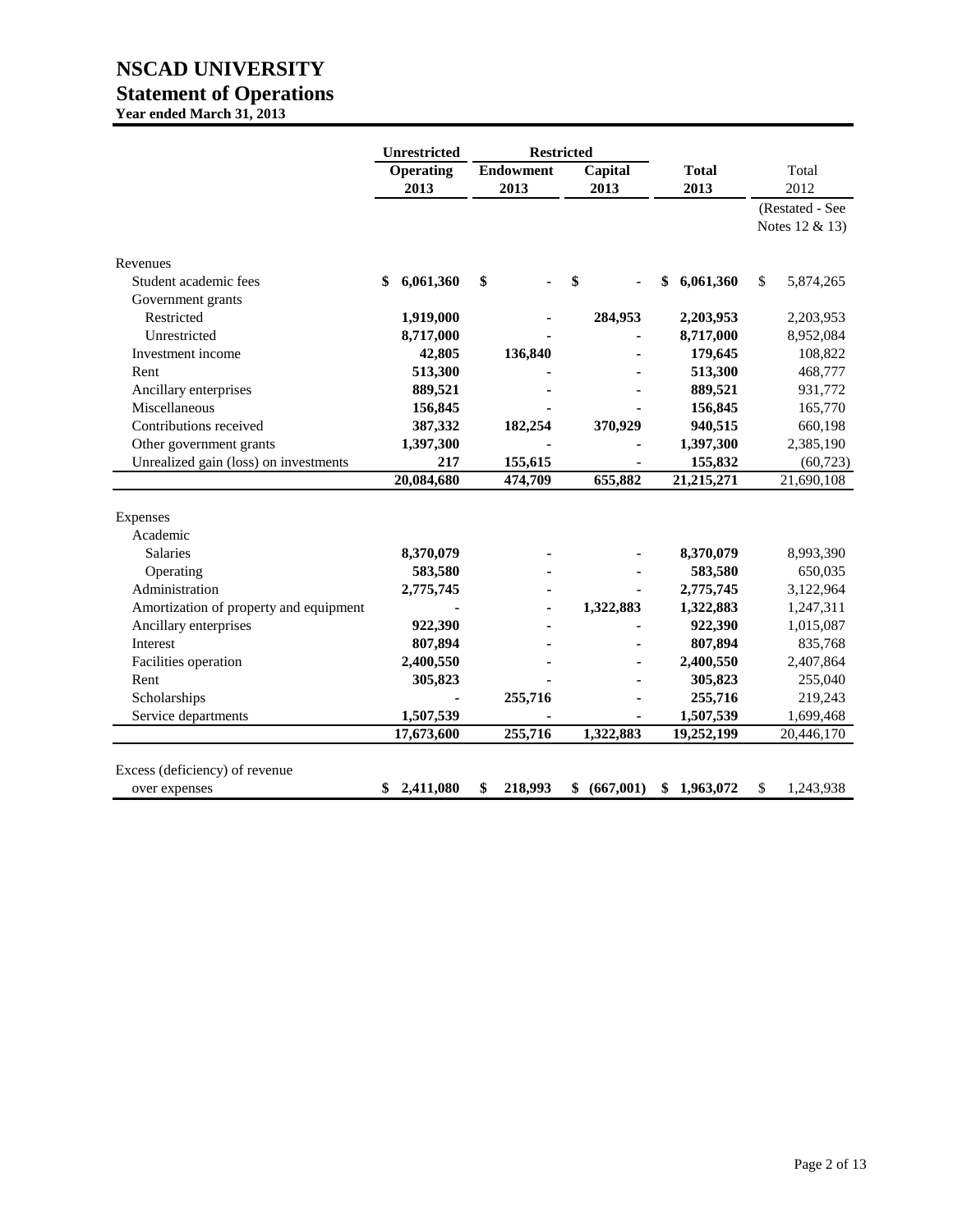# NSCAD UNIVERSITY

## Statement of Operations

**Year ended March 31, 2013**

| | Unrestricted | Restricted | | | |
|---|---|---|---|---|---|
| | **Operating 2013** | **Endowment 2013** | **Capital 2013** | **Total 2013** | Total 2012 (Restated - See Notes 12 & 13) |
| Revenues | | | | | |
| Student academic fees | **$ 6,061,360** | **$ -** | **$ -** | **$ 6,061,360** | $ 5,874,265 |
| Government grants | | | | | |
| Restricted | **1,919,000** | **-** | **284,953** | **2,203,953** | 2,203,953 |
| Unrestricted | **8,717,000** | **-** | **-** | **8,717,000** | 8,952,084 |
| Investment income | **42,805** | **136,840** | **-** | **179,645** | 108,822 |
| Rent | **513,300** | **-** | **-** | **513,300** | 468,777 |
| Ancillary enterprises | **889,521** | **-** | **-** | **889,521** | 931,772 |
| Miscellaneous | **156,845** | **-** | **-** | **156,845** | 165,770 |
| Contributions received | **387,332** | **182,254** | **370,929** | **940,515** | 660,198 |
| Other government grants | **1,397,300** | **-** | **-** | **1,397,300** | 2,385,190 |
| Unrealized gain (loss) on investments | **217** | **155,615** | **-** | **155,832** | (60,723) |
| | **20,084,680** | **474,709** | **655,882** | **21,215,271** | 21,690,108 |
| Expenses | | | | | |
| Academic | | | | | |
| Salaries | **8,370,079** | **-** | **-** | **8,370,079** | 8,993,390 |
| Operating | **583,580** | **-** | **-** | **583,580** | 650,035 |
| Administration | **2,775,745** | **-** | **-** | **2,775,745** | 3,122,964 |
| Amortization of property and equipment | **-** | **-** | **1,322,883** | **1,322,883** | 1,247,311 |
| Ancillary enterprises | **922,390** | **-** | **-** | **922,390** | 1,015,087 |
| Interest | **807,894** | **-** | **-** | **807,894** | 835,768 |
| Facilities operation | **2,400,550** | **-** | **-** | **2,400,550** | 2,407,864 |
| Rent | **305,823** | **-** | **-** | **305,823** | 255,040 |
| Scholarships | **-** | **255,716** | **-** | **255,716** | 219,243 |
| Service departments | **1,507,539** | **-** | **-** | **1,507,539** | 1,699,468 |
| | **17,673,600** | **255,716** | **1,322,883** | **19,252,199** | 20,446,170 |
| Excess (deficiency) of revenue over expenses | **$ 2,411,080** | **$ 218,993** | **$ (667,001)** | **$ 1,963,072** | $ 1,243,938 |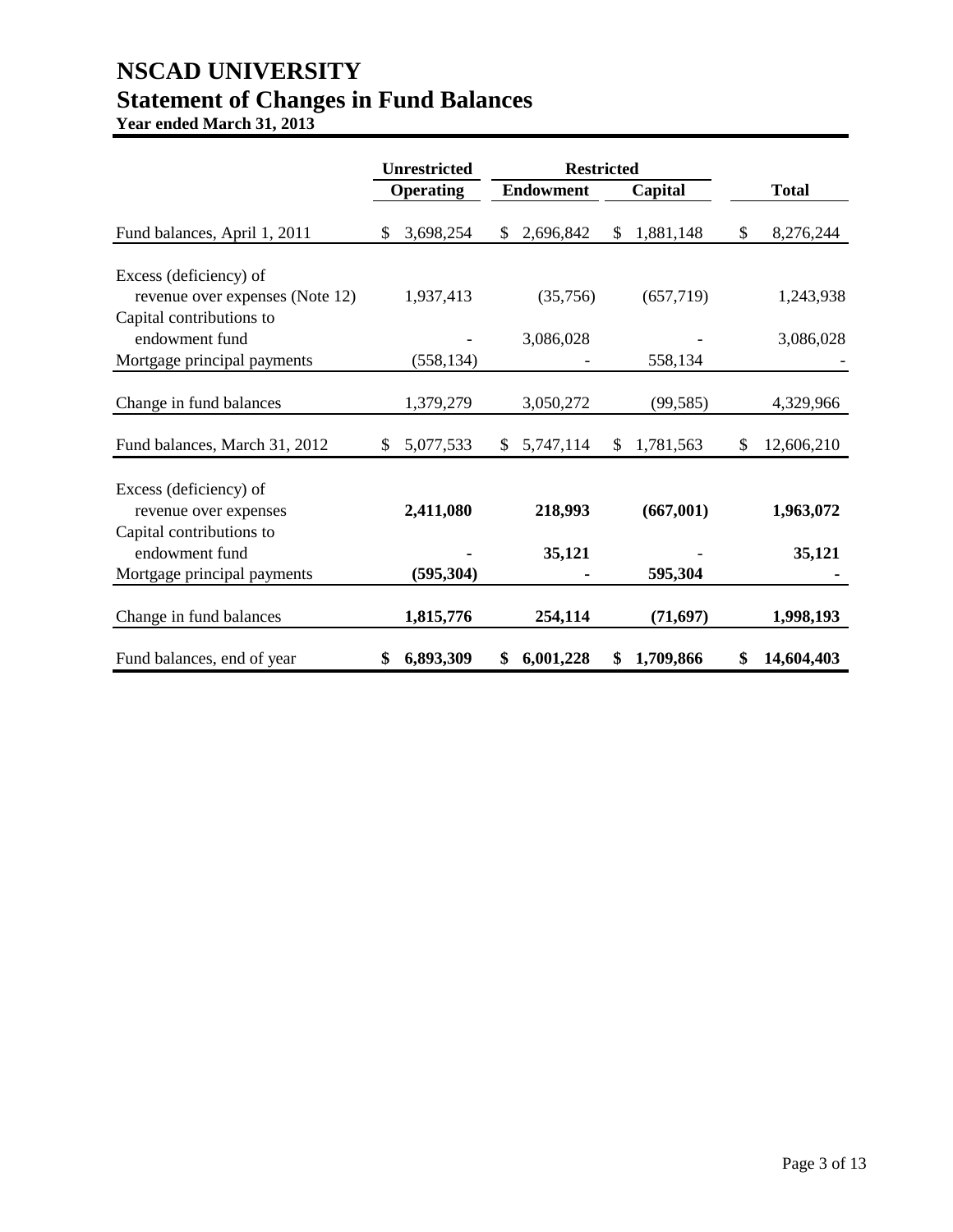# NSCAD UNIVERSITY
## Statement of Changes in Fund Balances
### Year ended March 31, 2013

| | Unrestricted | Restricted | | |
|---|---|---|---|---|
| | Operating | Endowment | Capital | Total |
| Fund balances, April 1, 2011 | $ 3,698,254 | $ 2,696,842 | $ 1,881,148 | $ 8,276,244 |
| Excess (deficiency) of revenue over expenses (Note 12) | 1,937,413 | (35,756) | (657,719) | 1,243,938 |
| Capital contributions to endowment fund | - | 3,086,028 | - | 3,086,028 |
| Mortgage principal payments | (558,134) | - | 558,134 | - |
| Change in fund balances | 1,379,279 | 3,050,272 | (99,585) | 4,329,966 |
| Fund balances, March 31, 2012 | $ 5,077,533 | $ 5,747,114 | $ 1,781,563 | $ 12,606,210 |
| Excess (deficiency) of revenue over expenses | **2,411,080** | **218,993** | **(667,001)** | **1,963,072** |
| Capital contributions to endowment fund | **-** | **35,121** | **-** | **35,121** |
| Mortgage principal payments | **(595,304)** | **-** | **595,304** | **-** |
| Change in fund balances | **1,815,776** | **254,114** | **(71,697)** | **1,998,193** |
| Fund balances, end of year | **$ 6,893,309** | **$ 6,001,228** | **$ 1,709,866** | **$ 14,604,403** |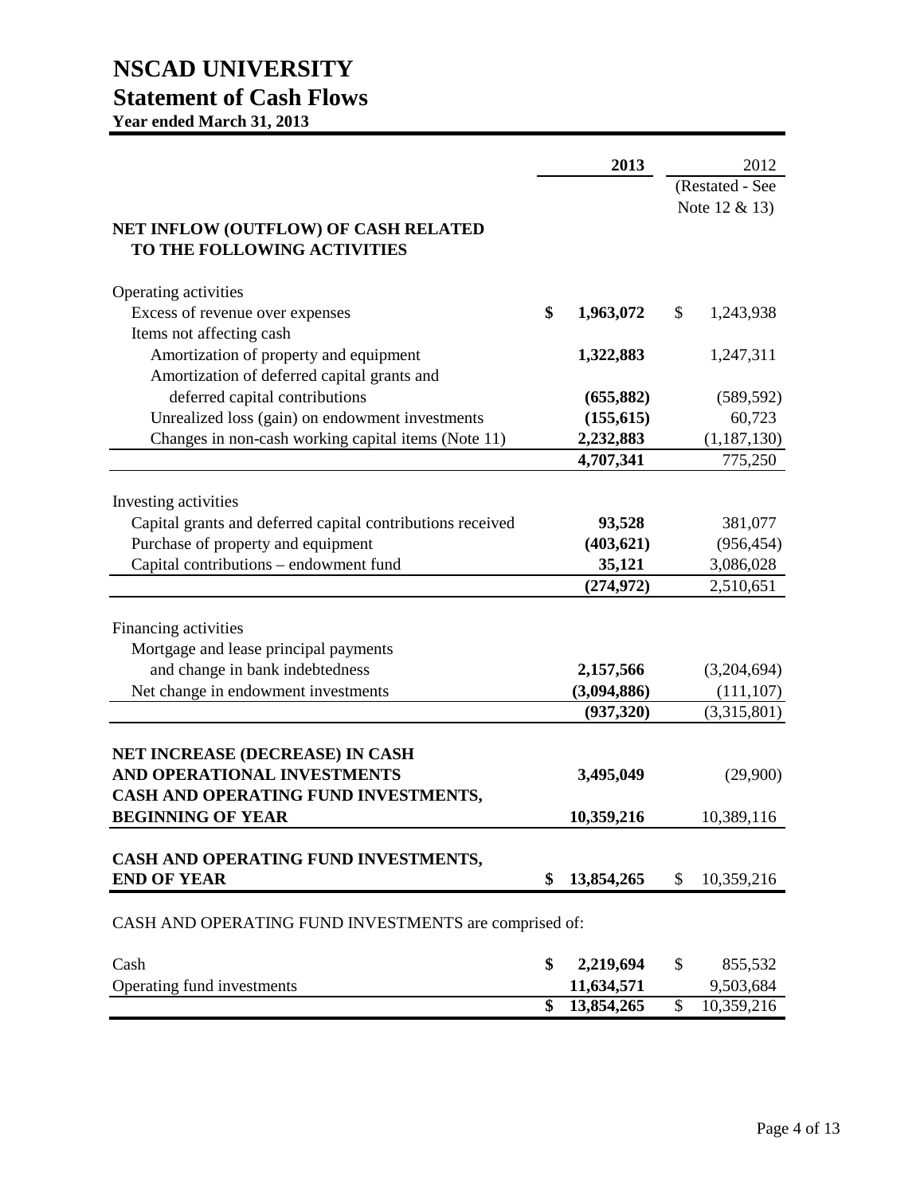# NSCAD UNIVERSITY

## Statement of Cash Flows

**Year ended March 31, 2013**

| | 2013 | 2012 (Restated - See Note 12 & 13) |
|---|---|---|
| **NET INFLOW (OUTFLOW) OF CASH RELATED TO THE FOLLOWING ACTIVITIES** | | |
| Operating activities | | |
| Excess of revenue over expenses | **$ 1,963,072** | $ 1,243,938 |
| Items not affecting cash | | |
| Amortization of property and equipment | **1,322,883** | 1,247,311 |
| Amortization of deferred capital grants and deferred capital contributions | **(655,882)** | (589,592) |
| Unrealized loss (gain) on endowment investments | **(155,615)** | 60,723 |
| Changes in non-cash working capital items (Note 11) | **2,232,883** | (1,187,130) |
| | **4,707,341** | 775,250 |
| Investing activities | | |
| Capital grants and deferred capital contributions received | **93,528** | 381,077 |
| Purchase of property and equipment | **(403,621)** | (956,454) |
| Capital contributions – endowment fund | **35,121** | 3,086,028 |
| | **(274,972)** | 2,510,651 |
| Financing activities | | |
| Mortgage and lease principal payments and change in bank indebtedness | **2,157,566** | (3,204,694) |
| Net change in endowment investments | **(3,094,886)** | (111,107) |
| | **(937,320)** | (3,315,801) |
| **NET INCREASE (DECREASE) IN CASH AND OPERATIONAL INVESTMENTS** | **3,495,049** | (29,900) |
| **CASH AND OPERATING FUND INVESTMENTS, BEGINNING OF YEAR** | **10,359,216** | 10,389,116 |
| **CASH AND OPERATING FUND INVESTMENTS, END OF YEAR** | **$ 13,854,265** | $ 10,359,216 |

CASH AND OPERATING FUND INVESTMENTS are comprised of:

| | 2013 | 2012 |
|---|---|---|
| Cash | **$ 2,219,694** | $ 855,532 |
| Operating fund investments | **11,634,571** | 9,503,684 |
| | **$ 13,854,265** | $ 10,359,216 |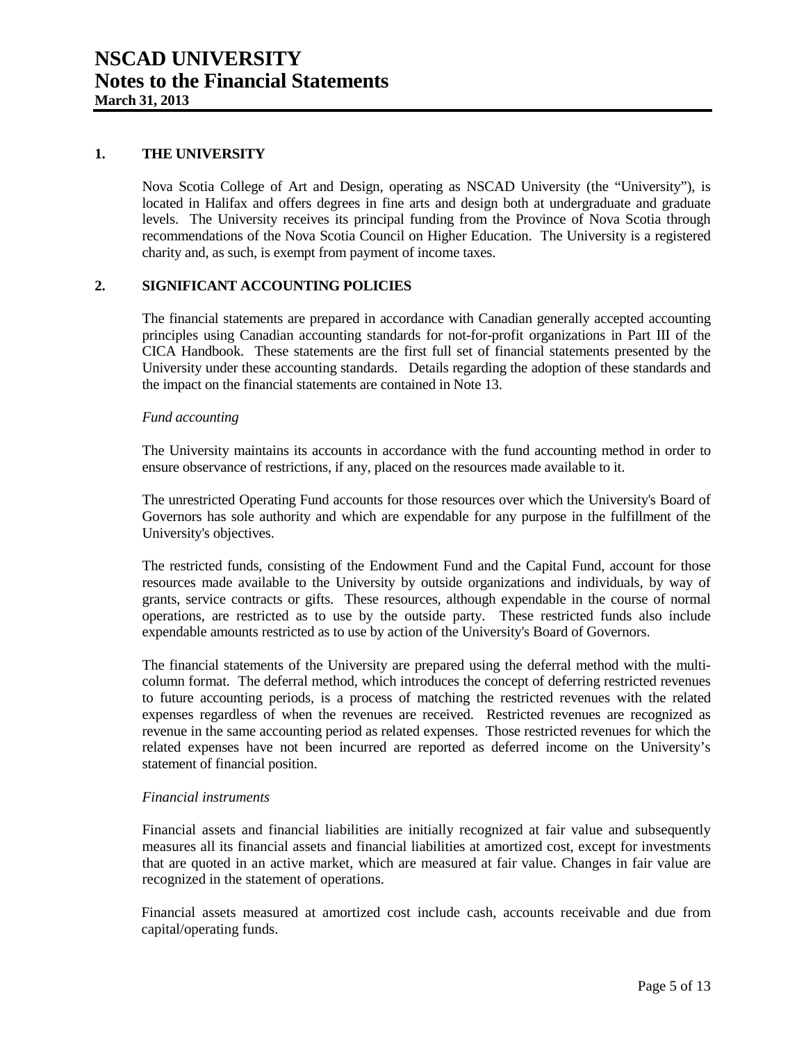# NSCAD UNIVERSITY
# Notes to the Financial Statements
**March 31, 2013**

## 1. THE UNIVERSITY

Nova Scotia College of Art and Design, operating as NSCAD University (the "University"), is located in Halifax and offers degrees in fine arts and design both at undergraduate and graduate levels. The University receives its principal funding from the Province of Nova Scotia through recommendations of the Nova Scotia Council on Higher Education. The University is a registered charity and, as such, is exempt from payment of income taxes.

## 2. SIGNIFICANT ACCOUNTING POLICIES

The financial statements are prepared in accordance with Canadian generally accepted accounting principles using Canadian accounting standards for not-for-profit organizations in Part III of the CICA Handbook. These statements are the first full set of financial statements presented by the University under these accounting standards. Details regarding the adoption of these standards and the impact on the financial statements are contained in Note 13.

*Fund accounting*

The University maintains its accounts in accordance with the fund accounting method in order to ensure observance of restrictions, if any, placed on the resources made available to it.

The unrestricted Operating Fund accounts for those resources over which the University's Board of Governors has sole authority and which are expendable for any purpose in the fulfillment of the University's objectives.

The restricted funds, consisting of the Endowment Fund and the Capital Fund, account for those resources made available to the University by outside organizations and individuals, by way of grants, service contracts or gifts. These resources, although expendable in the course of normal operations, are restricted as to use by the outside party. These restricted funds also include expendable amounts restricted as to use by action of the University's Board of Governors.

The financial statements of the University are prepared using the deferral method with the multi-column format. The deferral method, which introduces the concept of deferring restricted revenues to future accounting periods, is a process of matching the restricted revenues with the related expenses regardless of when the revenues are received. Restricted revenues are recognized as revenue in the same accounting period as related expenses. Those restricted revenues for which the related expenses have not been incurred are reported as deferred income on the University's statement of financial position.

*Financial instruments*

Financial assets and financial liabilities are initially recognized at fair value and subsequently measures all its financial assets and financial liabilities at amortized cost, except for investments that are quoted in an active market, which are measured at fair value. Changes in fair value are recognized in the statement of operations.

Financial assets measured at amortized cost include cash, accounts receivable and due from capital/operating funds.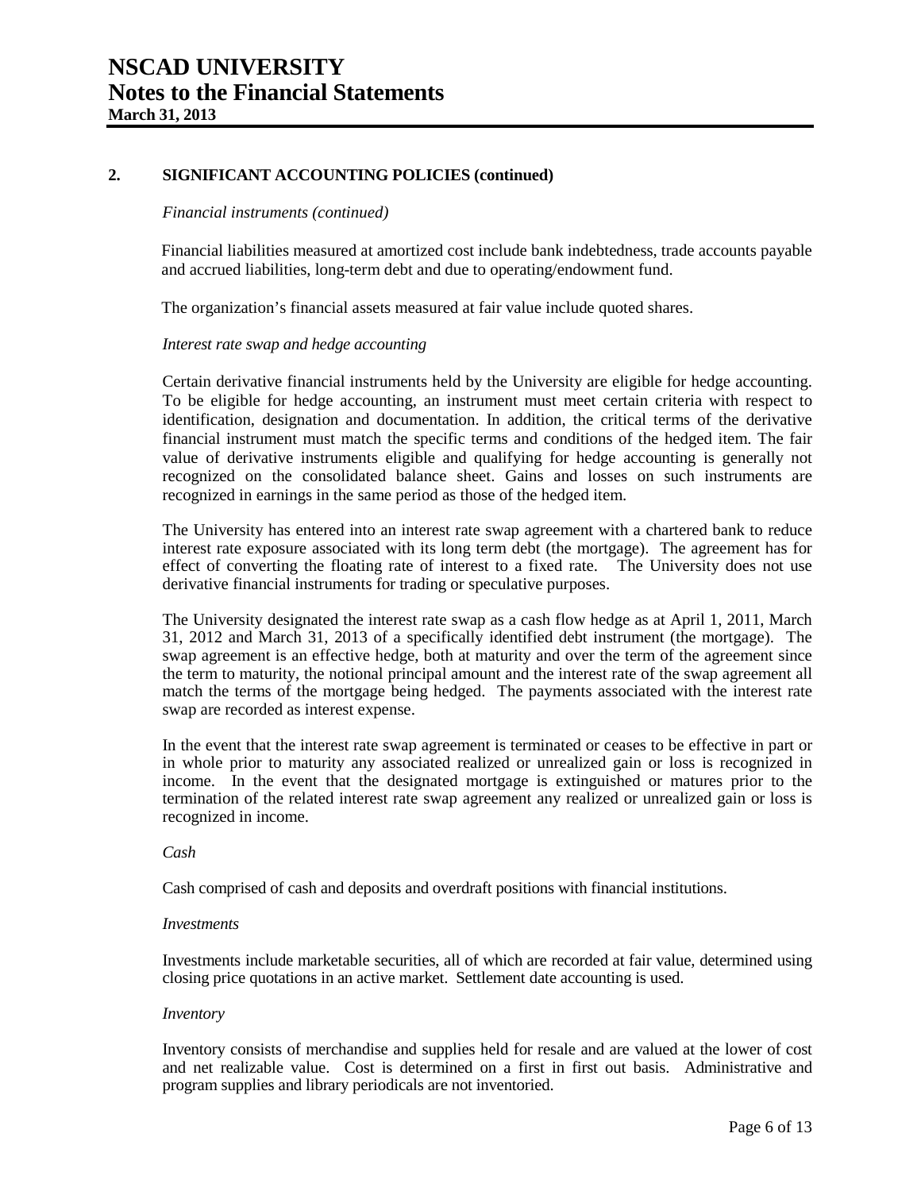# NSCAD UNIVERSITY
# Notes to the Financial Statements
**March 31, 2013**

## 2. SIGNIFICANT ACCOUNTING POLICIES (continued)

*Financial instruments (continued)*

Financial liabilities measured at amortized cost include bank indebtedness, trade accounts payable and accrued liabilities, long-term debt and due to operating/endowment fund.

The organization's financial assets measured at fair value include quoted shares.

*Interest rate swap and hedge accounting*

Certain derivative financial instruments held by the University are eligible for hedge accounting. To be eligible for hedge accounting, an instrument must meet certain criteria with respect to identification, designation and documentation. In addition, the critical terms of the derivative financial instrument must match the specific terms and conditions of the hedged item. The fair value of derivative instruments eligible and qualifying for hedge accounting is generally not recognized on the consolidated balance sheet. Gains and losses on such instruments are recognized in earnings in the same period as those of the hedged item.

The University has entered into an interest rate swap agreement with a chartered bank to reduce interest rate exposure associated with its long term debt (the mortgage). The agreement has for effect of converting the floating rate of interest to a fixed rate. The University does not use derivative financial instruments for trading or speculative purposes.

The University designated the interest rate swap as a cash flow hedge as at April 1, 2011, March 31, 2012 and March 31, 2013 of a specifically identified debt instrument (the mortgage). The swap agreement is an effective hedge, both at maturity and over the term of the agreement since the term to maturity, the notional principal amount and the interest rate of the swap agreement all match the terms of the mortgage being hedged. The payments associated with the interest rate swap are recorded as interest expense.

In the event that the interest rate swap agreement is terminated or ceases to be effective in part or in whole prior to maturity any associated realized or unrealized gain or loss is recognized in income. In the event that the designated mortgage is extinguished or matures prior to the termination of the related interest rate swap agreement any realized or unrealized gain or loss is recognized in income.

*Cash*

Cash comprised of cash and deposits and overdraft positions with financial institutions.

*Investments*

Investments include marketable securities, all of which are recorded at fair value, determined using closing price quotations in an active market. Settlement date accounting is used.

*Inventory*

Inventory consists of merchandise and supplies held for resale and are valued at the lower of cost and net realizable value. Cost is determined on a first in first out basis. Administrative and program supplies and library periodicals are not inventoried.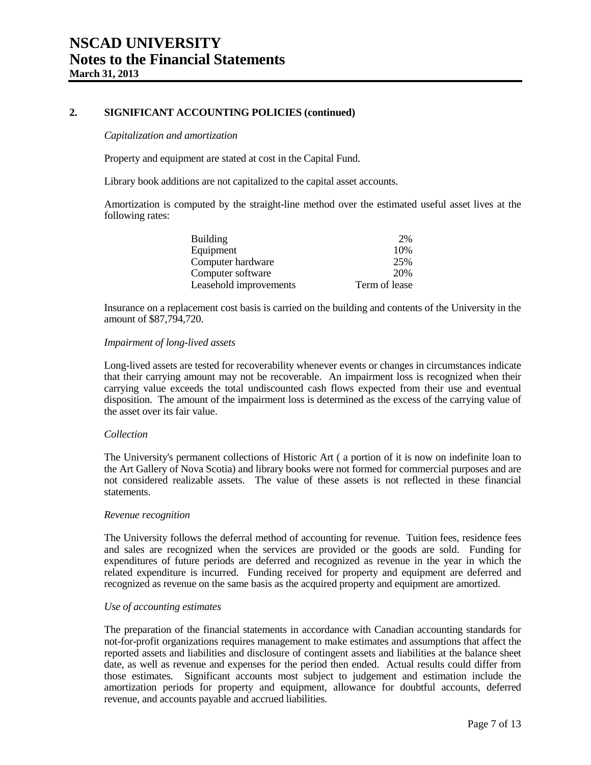## 2. SIGNIFICANT ACCOUNTING POLICIES (continued)

*Capitalization and amortization*

Property and equipment are stated at cost in the Capital Fund.

Library book additions are not capitalized to the capital asset accounts.

Amortization is computed by the straight-line method over the estimated useful asset lives at the following rates:

| | |
|---|---|
| Building | 2% |
| Equipment | 10% |
| Computer hardware | 25% |
| Computer software | 20% |
| Leasehold improvements | Term of lease |

Insurance on a replacement cost basis is carried on the building and contents of the University in the amount of $87,794,720.

*Impairment of long-lived assets*

Long-lived assets are tested for recoverability whenever events or changes in circumstances indicate that their carrying amount may not be recoverable. An impairment loss is recognized when their carrying value exceeds the total undiscounted cash flows expected from their use and eventual disposition. The amount of the impairment loss is determined as the excess of the carrying value of the asset over its fair value.

*Collection*

The University's permanent collections of Historic Art ( a portion of it is now on indefinite loan to the Art Gallery of Nova Scotia) and library books were not formed for commercial purposes and are not considered realizable assets. The value of these assets is not reflected in these financial statements.

*Revenue recognition*

The University follows the deferral method of accounting for revenue. Tuition fees, residence fees and sales are recognized when the services are provided or the goods are sold. Funding for expenditures of future periods are deferred and recognized as revenue in the year in which the related expenditure is incurred. Funding received for property and equipment are deferred and recognized as revenue on the same basis as the acquired property and equipment are amortized.

*Use of accounting estimates*

The preparation of the financial statements in accordance with Canadian accounting standards for not-for-profit organizations requires management to make estimates and assumptions that affect the reported assets and liabilities and disclosure of contingent assets and liabilities at the balance sheet date, as well as revenue and expenses for the period then ended. Actual results could differ from those estimates. Significant accounts most subject to judgement and estimation include the amortization periods for property and equipment, allowance for doubtful accounts, deferred revenue, and accounts payable and accrued liabilities.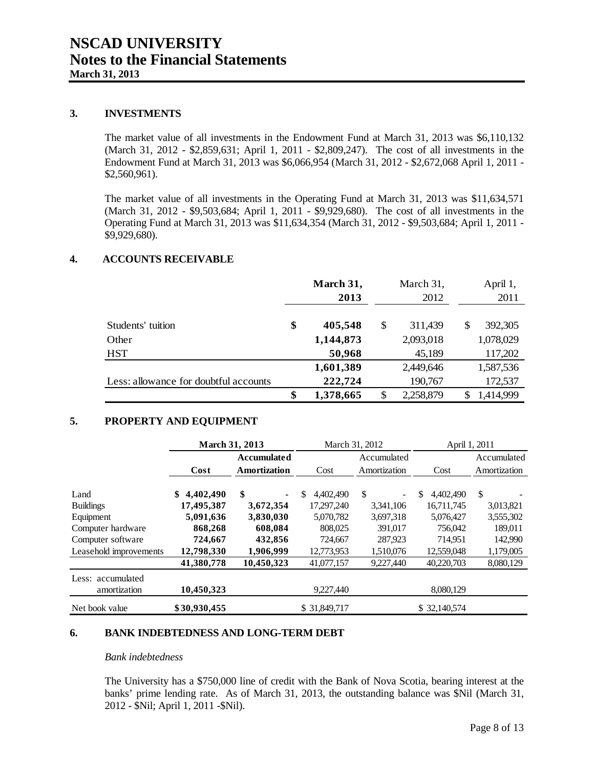# NSCAD UNIVERSITY
# Notes to the Financial Statements
**March 31, 2013**

## 3. INVESTMENTS

The market value of all investments in the Endowment Fund at March 31, 2013 was $6,110,132 (March 31, 2012 - $2,859,631; April 1, 2011 - $2,809,247). The cost of all investments in the Endowment Fund at March 31, 2013 was $6,066,954 (March 31, 2012 - $2,672,068 April 1, 2011 - $2,560,961).

The market value of all investments in the Operating Fund at March 31, 2013 was $11,634,571 (March 31, 2012 - $9,503,684; April 1, 2011 - $9,929,680). The cost of all investments in the Operating Fund at March 31, 2013 was $11,634,354 (March 31, 2012 - $9,503,684; April 1, 2011 - $9,929,680).

## 4. ACCOUNTS RECEIVABLE

| | **March 31, 2013** | March 31, 2012 | April 1, 2011 |
|---|---|---|---|
| Students' tuition | **$ 405,548** | $ 311,439 | $ 392,305 |
| Other | **1,144,873** | 2,093,018 | 1,078,029 |
| HST | **50,968** | 45,189 | 117,202 |
| | **1,601,389** | 2,449,646 | 1,587,536 |
| Less: allowance for doubtful accounts | **222,724** | 190,767 | 172,537 |
| | **$ 1,378,665** | $ 2,258,879 | $ 1,414,999 |

## 5. PROPERTY AND EQUIPMENT

| | **March 31, 2013** | | March 31, 2012 | | April 1, 2011 | |
|---|---|---|---|---|---|---|
| | **Cost** | **Accumulated Amortization** | Cost | Accumulated Amortization | Cost | Accumulated Amortization |
| Land | **$ 4,402,490** | **$ -** | $ 4,402,490 | $ - | $ 4,402,490 | $ - |
| Buildings | **17,495,387** | **3,672,354** | 17,297,240 | 3,341,106 | 16,711,745 | 3,013,821 |
| Equipment | **5,091,636** | **3,830,030** | 5,070,782 | 3,697,318 | 5,076,427 | 3,555,302 |
| Computer hardware | **868,268** | **608,084** | 808,025 | 391,017 | 756,042 | 189,011 |
| Computer software | **724,667** | **432,856** | 724,667 | 287,923 | 714,951 | 142,990 |
| Leasehold improvements | **12,798,330** | **1,906,999** | 12,773,953 | 1,510,076 | 12,559,048 | 1,179,005 |
| | **41,380,778** | **10,450,323** | 41,077,157 | 9,227,440 | 40,220,703 | 8,080,129 |
| Less: accumulated amortization | **10,450,323** | | 9,227,440 | | 8,080,129 | |
| Net book value | **$30,930,455** | | $ 31,849,717 | | $ 32,140,574 | |

## 6. BANK INDEBTEDNESS AND LONG-TERM DEBT

*Bank indebtedness*

The University has a $750,000 line of credit with the Bank of Nova Scotia, bearing interest at the banks' prime lending rate. As of March 31, 2013, the outstanding balance was $Nil (March 31, 2012 - $Nil; April 1, 2011 -$Nil).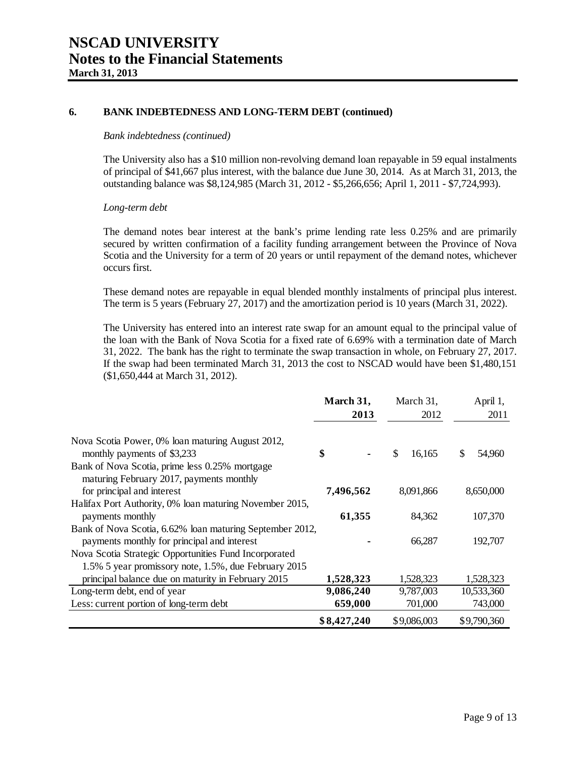# NSCAD UNIVERSITY
# Notes to the Financial Statements
**March 31, 2013**

### 6. BANK INDEBTEDNESS AND LONG-TERM DEBT (continued)

*Bank indebtedness (continued)*

The University also has a $10 million non-revolving demand loan repayable in 59 equal instalments of principal of $41,667 plus interest, with the balance due June 30, 2014. As at March 31, 2013, the outstanding balance was $8,124,985 (March 31, 2012 - $5,266,656; April 1, 2011 - $7,724,993).

*Long-term debt*

The demand notes bear interest at the bank's prime lending rate less 0.25% and are primarily secured by written confirmation of a facility funding arrangement between the Province of Nova Scotia and the University for a term of 20 years or until repayment of the demand notes, whichever occurs first.

These demand notes are repayable in equal blended monthly instalments of principal plus interest. The term is 5 years (February 27, 2017) and the amortization period is 10 years (March 31, 2022).

The University has entered into an interest rate swap for an amount equal to the principal value of the loan with the Bank of Nova Scotia for a fixed rate of 6.69% with a termination date of March 31, 2022. The bank has the right to terminate the swap transaction in whole, on February 27, 2017. If the swap had been terminated March 31, 2013 the cost to NSCAD would have been $1,480,151 ($1,650,444 at March 31, 2012).

| | **March 31, 2013** | March 31, 2012 | April 1, 2011 |
|---|---|---|---|
| Nova Scotia Power, 0% loan maturing August 2012, monthly payments of $3,233 | **$ -** | $ 16,165 | $ 54,960 |
| Bank of Nova Scotia, prime less 0.25% mortgage maturing February 2017, payments monthly for principal and interest | **7,496,562** | 8,091,866 | 8,650,000 |
| Halifax Port Authority, 0% loan maturing November 2015, payments monthly | **61,355** | 84,362 | 107,370 |
| Bank of Nova Scotia, 6.62% loan maturing September 2012, payments monthly for principal and interest | **-** | 66,287 | 192,707 |
| Nova Scotia Strategic Opportunities Fund Incorporated 1.5% 5 year promissory note, 1.5%, due February 2015 principal balance due on maturity in February 2015 | **1,528,323** | 1,528,323 | 1,528,323 |
| Long-term debt, end of year | **9,086,240** | 9,787,003 | 10,533,360 |
| Less: current portion of long-term debt | **659,000** | 701,000 | 743,000 |
| | **$8,427,240** | $9,086,003 | $9,790,360 |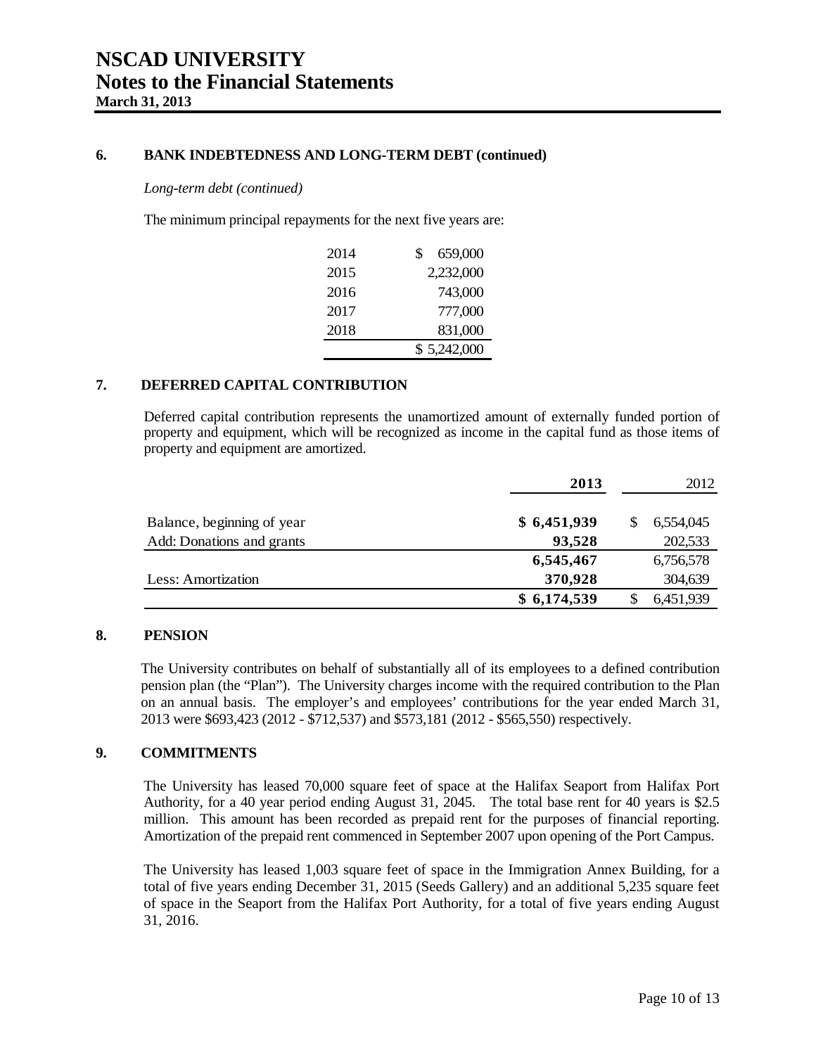## 6. BANK INDEBTEDNESS AND LONG-TERM DEBT (continued)

*Long-term debt (continued)*

The minimum principal repayments for the next five years are:

| Year | Amount |
|---|---|
| 2014 | $ 659,000 |
| 2015 | 2,232,000 |
| 2016 | 743,000 |
| 2017 | 777,000 |
| 2018 | 831,000 |
| | $ 5,242,000 |

## 7. DEFERRED CAPITAL CONTRIBUTION

Deferred capital contribution represents the unamortized amount of externally funded portion of property and equipment, which will be recognized as income in the capital fund as those items of property and equipment are amortized.

| | **2013** | 2012 |
|---|---|---|
| Balance, beginning of year | **$ 6,451,939** | $ 6,554,045 |
| Add: Donations and grants | **93,528** | 202,533 |
| | **6,545,467** | 6,756,578 |
| Less: Amortization | **370,928** | 304,639 |
| | **$ 6,174,539** | $ 6,451,939 |

## 8. PENSION

The University contributes on behalf of substantially all of its employees to a defined contribution pension plan (the "Plan"). The University charges income with the required contribution to the Plan on an annual basis. The employer's and employees' contributions for the year ended March 31, 2013 were $693,423 (2012 - $712,537) and $573,181 (2012 - $565,550) respectively.

## 9. COMMITMENTS

The University has leased 70,000 square feet of space at the Halifax Seaport from Halifax Port Authority, for a 40 year period ending August 31, 2045. The total base rent for 40 years is $2.5 million. This amount has been recorded as prepaid rent for the purposes of financial reporting. Amortization of the prepaid rent commenced in September 2007 upon opening of the Port Campus.

The University has leased 1,003 square feet of space in the Immigration Annex Building, for a total of five years ending December 31, 2015 (Seeds Gallery) and an additional 5,235 square feet of space in the Seaport from the Halifax Port Authority, for a total of five years ending August 31, 2016.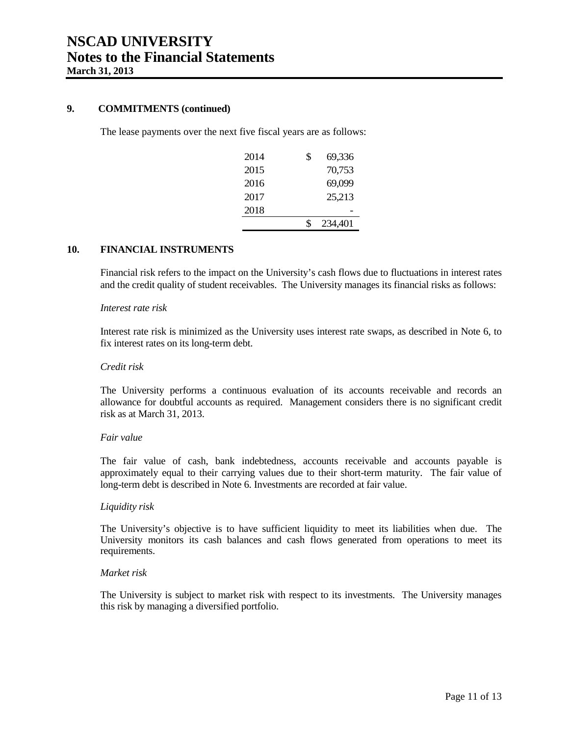## 9. COMMITMENTS (continued)

The lease payments over the next five fiscal years are as follows:

| | |
|---|---|
| 2014 | $ 69,336 |
| 2015 | 70,753 |
| 2016 | 69,099 |
| 2017 | 25,213 |
| 2018 | - |
| | $ 234,401 |

## 10. FINANCIAL INSTRUMENTS

Financial risk refers to the impact on the University's cash flows due to fluctuations in interest rates and the credit quality of student receivables. The University manages its financial risks as follows:

*Interest rate risk*

Interest rate risk is minimized as the University uses interest rate swaps, as described in Note 6, to fix interest rates on its long-term debt.

*Credit risk*

The University performs a continuous evaluation of its accounts receivable and records an allowance for doubtful accounts as required. Management considers there is no significant credit risk as at March 31, 2013.

*Fair value*

The fair value of cash, bank indebtedness, accounts receivable and accounts payable is approximately equal to their carrying values due to their short-term maturity. The fair value of long-term debt is described in Note 6. Investments are recorded at fair value.

*Liquidity risk*

The University's objective is to have sufficient liquidity to meet its liabilities when due. The University monitors its cash balances and cash flows generated from operations to meet its requirements.

*Market risk*

The University is subject to market risk with respect to its investments. The University manages this risk by managing a diversified portfolio.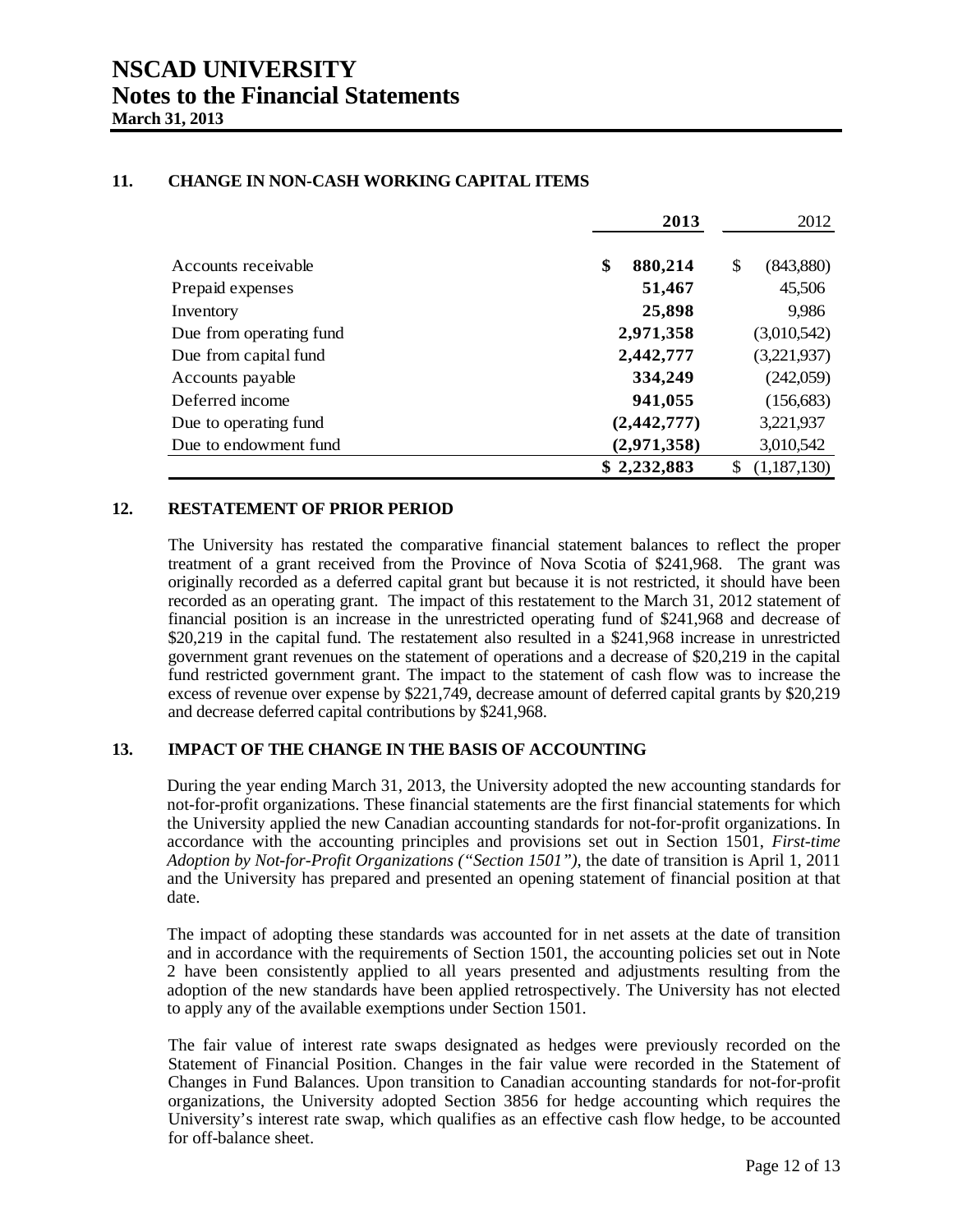# NSCAD UNIVERSITY
# Notes to the Financial Statements
**March 31, 2013**

## 11. CHANGE IN NON-CASH WORKING CAPITAL ITEMS

| | **2013** | 2012 |
|---|---|---|
| Accounts receivable | **$ 880,214** | $ (843,880) |
| Prepaid expenses | **51,467** | 45,506 |
| Inventory | **25,898** | 9,986 |
| Due from operating fund | **2,971,358** | (3,010,542) |
| Due from capital fund | **2,442,777** | (3,221,937) |
| Accounts payable | **334,249** | (242,059) |
| Deferred income | **941,055** | (156,683) |
| Due to operating fund | **(2,442,777)** | 3,221,937 |
| Due to endowment fund | **(2,971,358)** | 3,010,542 |
| | **$ 2,232,883** | $ (1,187,130) |

## 12. RESTATEMENT OF PRIOR PERIOD

The University has restated the comparative financial statement balances to reflect the proper treatment of a grant received from the Province of Nova Scotia of $241,968. The grant was originally recorded as a deferred capital grant but because it is not restricted, it should have been recorded as an operating grant. The impact of this restatement to the March 31, 2012 statement of financial position is an increase in the unrestricted operating fund of $241,968 and decrease of $20,219 in the capital fund. The restatement also resulted in a $241,968 increase in unrestricted government grant revenues on the statement of operations and a decrease of $20,219 in the capital fund restricted government grant. The impact to the statement of cash flow was to increase the excess of revenue over expense by $221,749, decrease amount of deferred capital grants by $20,219 and decrease deferred capital contributions by $241,968.

## 13. IMPACT OF THE CHANGE IN THE BASIS OF ACCOUNTING

During the year ending March 31, 2013, the University adopted the new accounting standards for not-for-profit organizations. These financial statements are the first financial statements for which the University applied the new Canadian accounting standards for not-for-profit organizations. In accordance with the accounting principles and provisions set out in Section 1501, *First-time Adoption by Not-for-Profit Organizations ("Section 1501")*, the date of transition is April 1, 2011 and the University has prepared and presented an opening statement of financial position at that date.

The impact of adopting these standards was accounted for in net assets at the date of transition and in accordance with the requirements of Section 1501, the accounting policies set out in Note 2 have been consistently applied to all years presented and adjustments resulting from the adoption of the new standards have been applied retrospectively. The University has not elected to apply any of the available exemptions under Section 1501.

The fair value of interest rate swaps designated as hedges were previously recorded on the Statement of Financial Position. Changes in the fair value were recorded in the Statement of Changes in Fund Balances. Upon transition to Canadian accounting standards for not-for-profit organizations, the University adopted Section 3856 for hedge accounting which requires the University's interest rate swap, which qualifies as an effective cash flow hedge, to be accounted for off-balance sheet.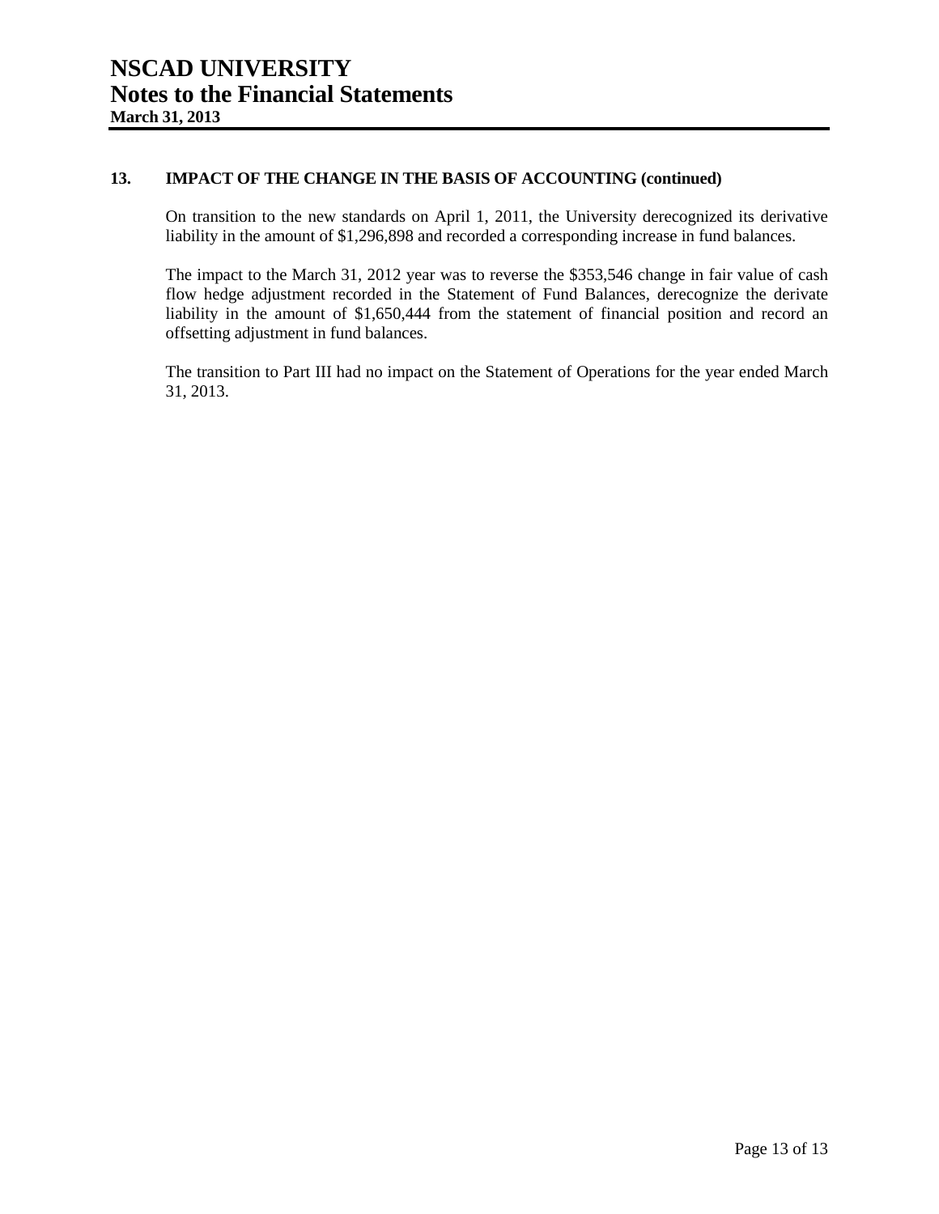## 13. IMPACT OF THE CHANGE IN THE BASIS OF ACCOUNTING (continued)

On transition to the new standards on April 1, 2011, the University derecognized its derivative liability in the amount of $1,296,898 and recorded a corresponding increase in fund balances.

The impact to the March 31, 2012 year was to reverse the $353,546 change in fair value of cash flow hedge adjustment recorded in the Statement of Fund Balances, derecognize the derivate liability in the amount of $1,650,444 from the statement of financial position and record an offsetting adjustment in fund balances.

The transition to Part III had no impact on the Statement of Operations for the year ended March 31, 2013.